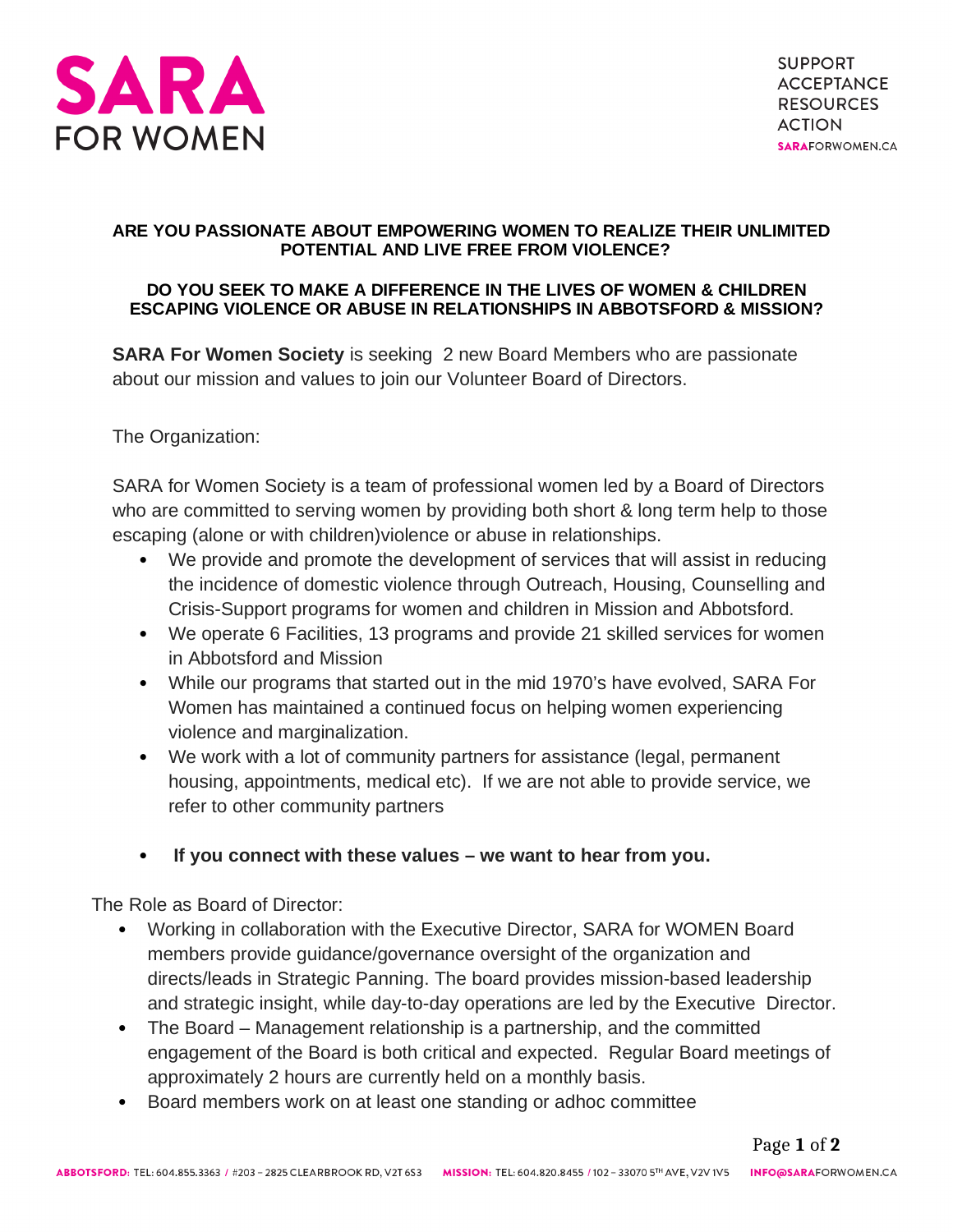**SARA FOR WOMEN**

SUPPORT
ACCEPTANCE
RESOURCES
ACTION
SARAFORWOMEN.CA

**ARE YOU PASSIONATE ABOUT EMPOWERING WOMEN TO REALIZE THEIR UNLIMITED POTENTIAL AND LIVE FREE FROM VIOLENCE?**

**DO YOU SEEK TO MAKE A DIFFERENCE IN THE LIVES OF WOMEN & CHILDREN ESCAPING VIOLENCE OR ABUSE IN RELATIONSHIPS IN ABBOTSFORD & MISSION?**

**SARA For Women Society** is seeking 2 new Board Members who are passionate about our mission and values to join our Volunteer Board of Directors.

The Organization:

SARA for Women Society is a team of professional women led by a Board of Directors who are committed to serving women by providing both short & long term help to those escaping (alone or with children)violence or abuse in relationships.

- We provide and promote the development of services that will assist in reducing the incidence of domestic violence through Outreach, Housing, Counselling and Crisis-Support programs for women and children in Mission and Abbotsford.
- We operate 6 Facilities, 13 programs and provide 21 skilled services for women in Abbotsford and Mission
- While our programs that started out in the mid 1970's have evolved, SARA For Women has maintained a continued focus on helping women experiencing violence and marginalization.
- We work with a lot of community partners for assistance (legal, permanent housing, appointments, medical etc). If we are not able to provide service, we refer to other community partners

- **If you connect with these values – we want to hear from you.**

The Role as Board of Director:

- Working in collaboration with the Executive Director, SARA for WOMEN Board members provide guidance/governance oversight of the organization and directs/leads in Strategic Panning. The board provides mission-based leadership and strategic insight, while day-to-day operations are led by the Executive Director.
- The Board – Management relationship is a partnership, and the committed engagement of the Board is both critical and expected. Regular Board meetings of approximately 2 hours are currently held on a monthly basis.
- Board members work on at least one standing or adhoc committee

ABBOTSFORD: TEL: 604.855.3363 / #203 – 2825 CLEARBROOK RD, V2T 6S3 MISSION: TEL: 604.820.8455 / 102 – 33070 5TH AVE, V2V 1V5 INFO@SARAFORWOMEN.CA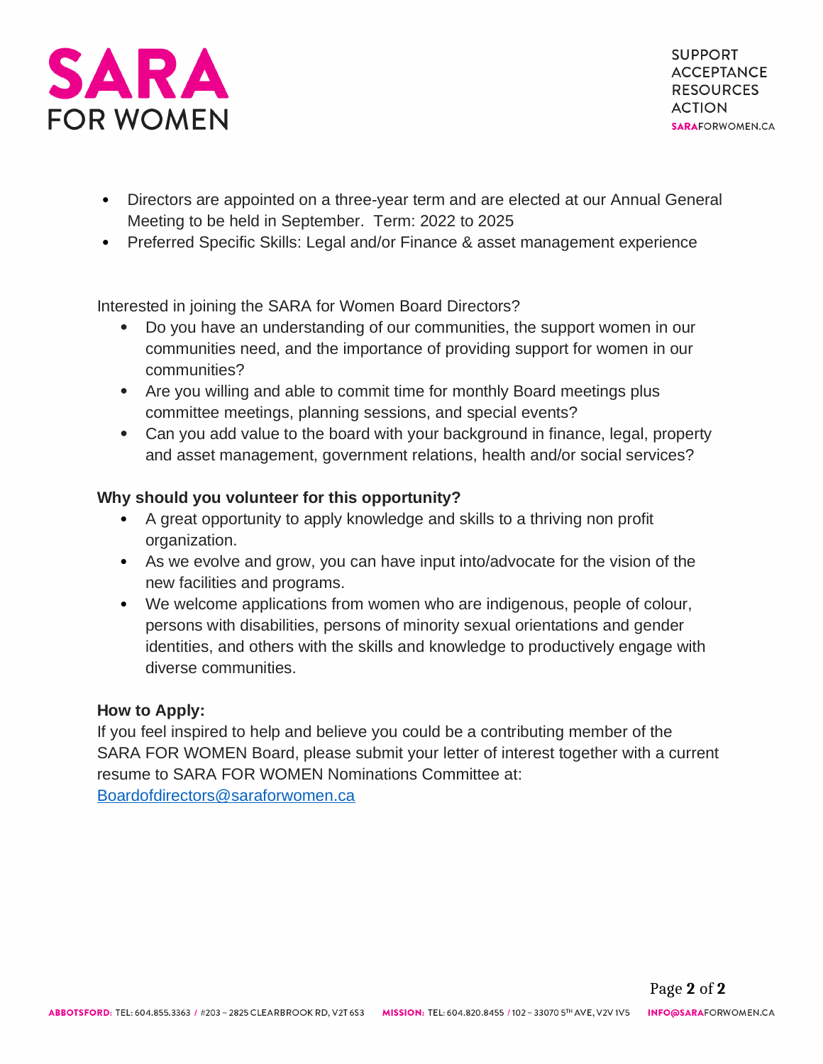- Directors are appointed on a three-year term and are elected at our Annual General Meeting to be held in September.  Term: 2022 to 2025
- Preferred Specific Skills: Legal and/or Finance & asset management experience

Interested in joining the SARA for Women Board Directors?

- Do you have an understanding of our communities, the support women in our communities need, and the importance of providing support for women in our communities?
- Are you willing and able to commit time for monthly Board meetings plus committee meetings, planning sessions, and special events?
- Can you add value to the board with your background in finance, legal, property and asset management, government relations, health and/or social services?

**Why should you volunteer for this opportunity?**

- A great opportunity to apply knowledge and skills to a thriving non profit organization.
- As we evolve and grow, you can have input into/advocate for the vision of the new facilities and programs.
- We welcome applications from women who are indigenous, people of colour, persons with disabilities, persons of minority sexual orientations and gender identities, and others with the skills and knowledge to productively engage with diverse communities.

**How to Apply:**

If you feel inspired to help and believe you could be a contributing member of the SARA FOR WOMEN Board, please submit your letter of interest together with a current resume to SARA FOR WOMEN Nominations Committee at: [Boardofdirectors@saraforwomen.ca](mailto:Boardofdirectors@saraforwomen.ca)